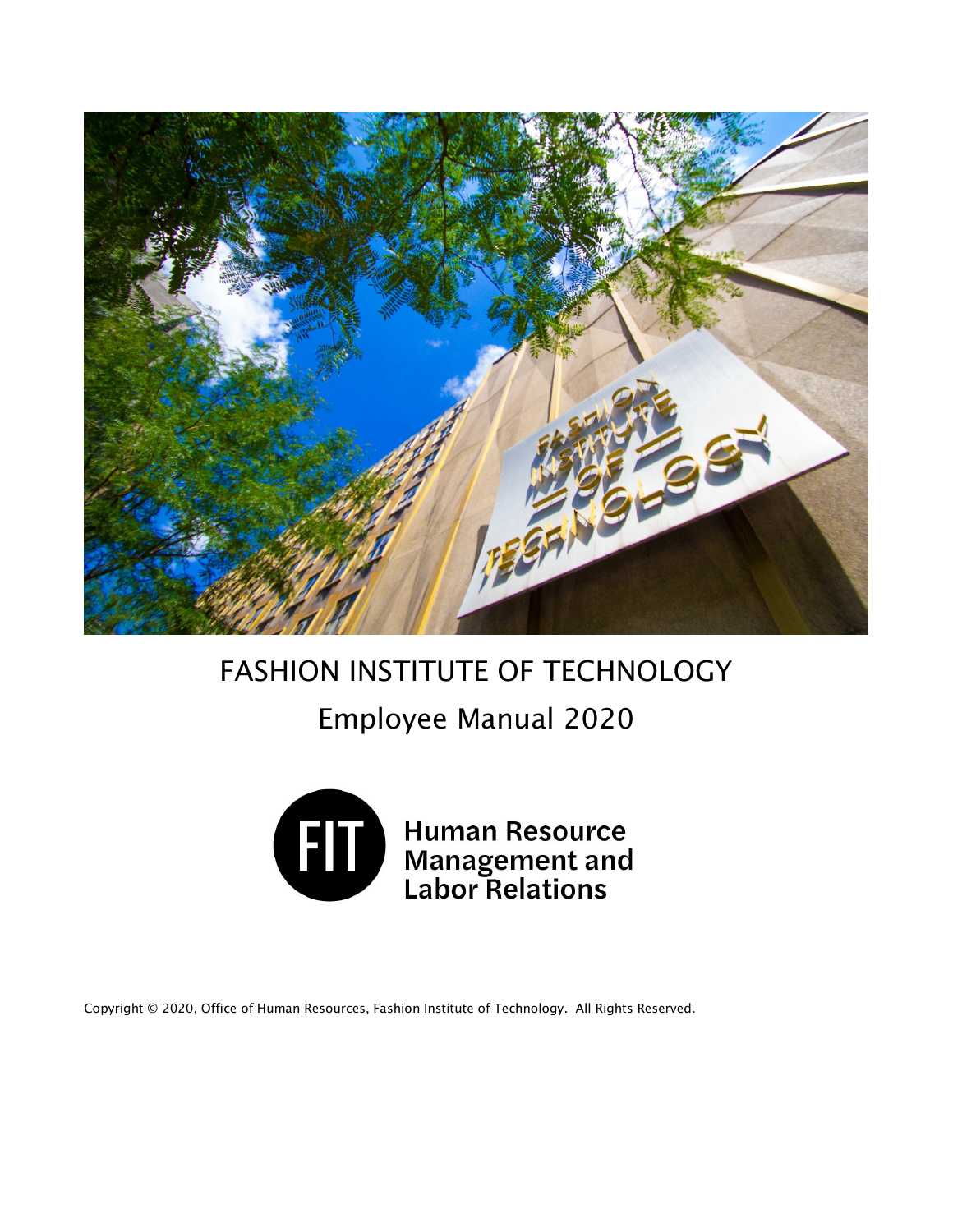# FASHION INSTITUTE OF TECHNOLOGY

## Employee Manual 2020

FIT Human Resource Management and Labor Relations

Copyright © 2020, Office of Human Resources, Fashion Institute of Technology. All Rights Reserved.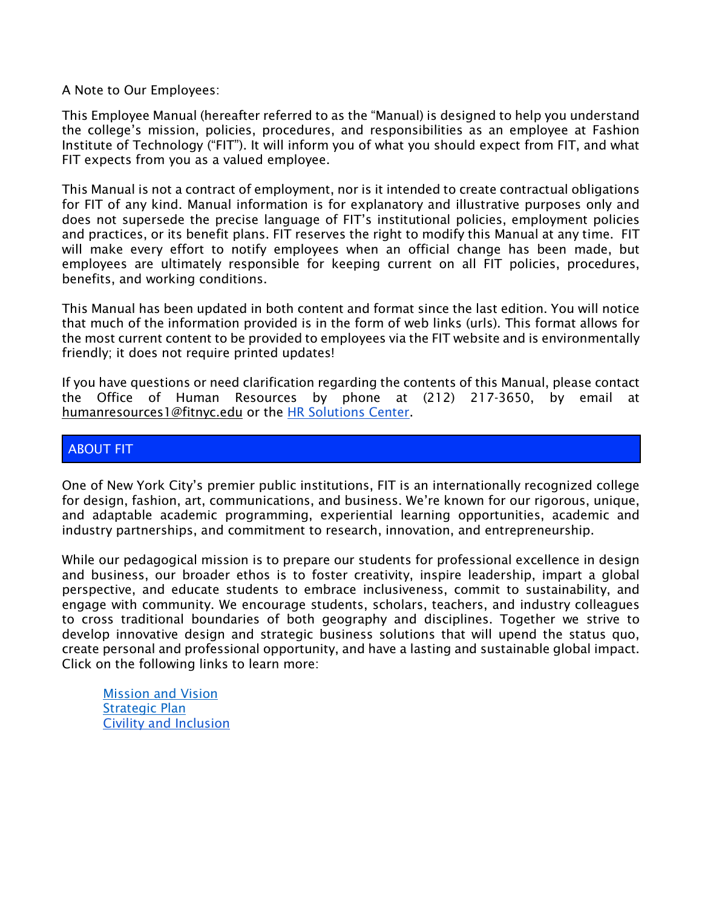A Note to Our Employees:

This Employee Manual (hereafter referred to as the "Manual) is designed to help you understand the college's mission, policies, procedures, and responsibilities as an employee at Fashion Institute of Technology ("FIT"). It will inform you of what you should expect from FIT, and what FIT expects from you as a valued employee.

This Manual is not a contract of employment, nor is it intended to create contractual obligations for FIT of any kind. Manual information is for explanatory and illustrative purposes only and does not supersede the precise language of FIT's institutional policies, employment policies and practices, or its benefit plans. FIT reserves the right to modify this Manual at any time. FIT will make every effort to notify employees when an official change has been made, but employees are ultimately responsible for keeping current on all FIT policies, procedures, benefits, and working conditions.

This Manual has been updated in both content and format since the last edition. You will notice that much of the information provided is in the form of web links (urls). This format allows for the most current content to be provided to employees via the FIT website and is environmentally friendly; it does not require printed updates!

If you have questions or need clarification regarding the contents of this Manual, please contact the Office of Human Resources by phone at (212) 217-3650, by email at humanresources1@fitnyc.edu or the HR Solutions Center.

## ABOUT FIT

One of New York City's premier public institutions, FIT is an internationally recognized college for design, fashion, art, communications, and business. We're known for our rigorous, unique, and adaptable academic programming, experiential learning opportunities, academic and industry partnerships, and commitment to research, innovation, and entrepreneurship.

While our pedagogical mission is to prepare our students for professional excellence in design and business, our broader ethos is to foster creativity, inspire leadership, impart a global perspective, and educate students to embrace inclusiveness, commit to sustainability, and engage with community. We encourage students, scholars, teachers, and industry colleagues to cross traditional boundaries of both geography and disciplines. Together we strive to develop innovative design and strategic business solutions that will upend the status quo, create personal and professional opportunity, and have a lasting and sustainable global impact. Click on the following links to learn more:

- Mission and Vision
- Strategic Plan
- Civility and Inclusion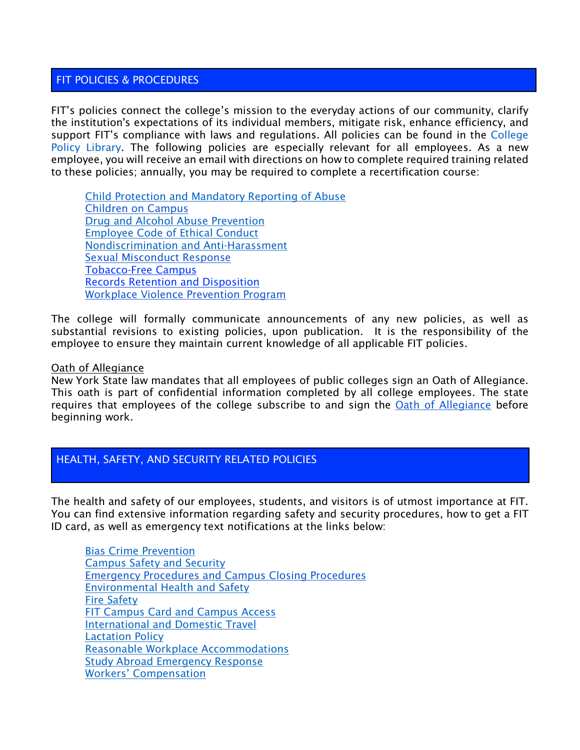## FIT POLICIES & PROCEDURES

FIT's policies connect the college's mission to the everyday actions of our community, clarify the institution's expectations of its individual members, mitigate risk, enhance efficiency, and support FIT's compliance with laws and regulations. All policies can be found in the College Policy Library. The following policies are especially relevant for all employees. As a new employee, you will receive an email with directions on how to complete required training related to these policies; annually, you may be required to complete a recertification course:

- Child Protection and Mandatory Reporting of Abuse
- Children on Campus
- Drug and Alcohol Abuse Prevention
- Employee Code of Ethical Conduct
- Nondiscrimination and Anti-Harassment
- Sexual Misconduct Response
- Tobacco-Free Campus
- Records Retention and Disposition
- Workplace Violence Prevention Program

The college will formally communicate announcements of any new policies, as well as substantial revisions to existing policies, upon publication. It is the responsibility of the employee to ensure they maintain current knowledge of all applicable FIT policies.

Oath of Allegiance

New York State law mandates that all employees of public colleges sign an Oath of Allegiance. This oath is part of confidential information completed by all college employees. The state requires that employees of the college subscribe to and sign the Oath of Allegiance before beginning work.

## HEALTH, SAFETY, AND SECURITY RELATED POLICIES

The health and safety of our employees, students, and visitors is of utmost importance at FIT. You can find extensive information regarding safety and security procedures, how to get a FIT ID card, as well as emergency text notifications at the links below:

- Bias Crime Prevention
- Campus Safety and Security
- Emergency Procedures and Campus Closing Procedures
- Environmental Health and Safety
- Fire Safety
- FIT Campus Card and Campus Access
- International and Domestic Travel
- Lactation Policy
- Reasonable Workplace Accommodations
- Study Abroad Emergency Response
- Workers' Compensation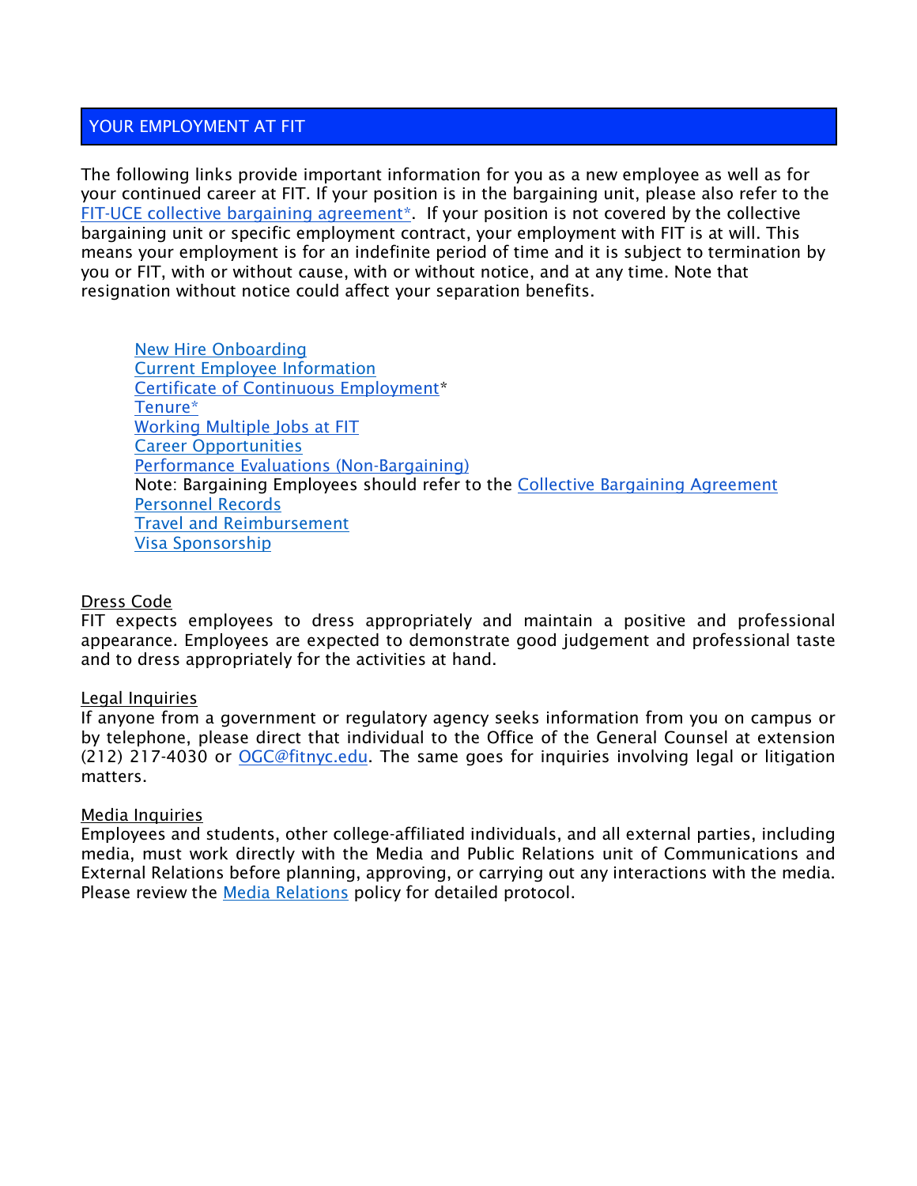## YOUR EMPLOYMENT AT FIT

The following links provide important information for you as a new employee as well as for your continued career at FIT. If your position is in the bargaining unit, please also refer to the FIT-UCE collective bargaining agreement*. If your position is not covered by the collective bargaining unit or specific employment contract, your employment with FIT is at will. This means your employment is for an indefinite period of time and it is subject to termination by you or FIT, with or without cause, with or without notice, and at any time. Note that resignation without notice could affect your separation benefits.

- New Hire Onboarding
- Current Employee Information
- Certificate of Continuous Employment*
- Tenure*
- Working Multiple Jobs at FIT
- Career Opportunities
- Performance Evaluations (Non-Bargaining)
  Note: Bargaining Employees should refer to the Collective Bargaining Agreement
- Personnel Records
- Travel and Reimbursement
- Visa Sponsorship

### Dress Code

FIT expects employees to dress appropriately and maintain a positive and professional appearance. Employees are expected to demonstrate good judgement and professional taste and to dress appropriately for the activities at hand.

### Legal Inquiries

If anyone from a government or regulatory agency seeks information from you on campus or by telephone, please direct that individual to the Office of the General Counsel at extension (212) 217-4030 or OGC@fitnyc.edu. The same goes for inquiries involving legal or litigation matters.

### Media Inquiries

Employees and students, other college-affiliated individuals, and all external parties, including media, must work directly with the Media and Public Relations unit of Communications and External Relations before planning, approving, or carrying out any interactions with the media. Please review the Media Relations policy for detailed protocol.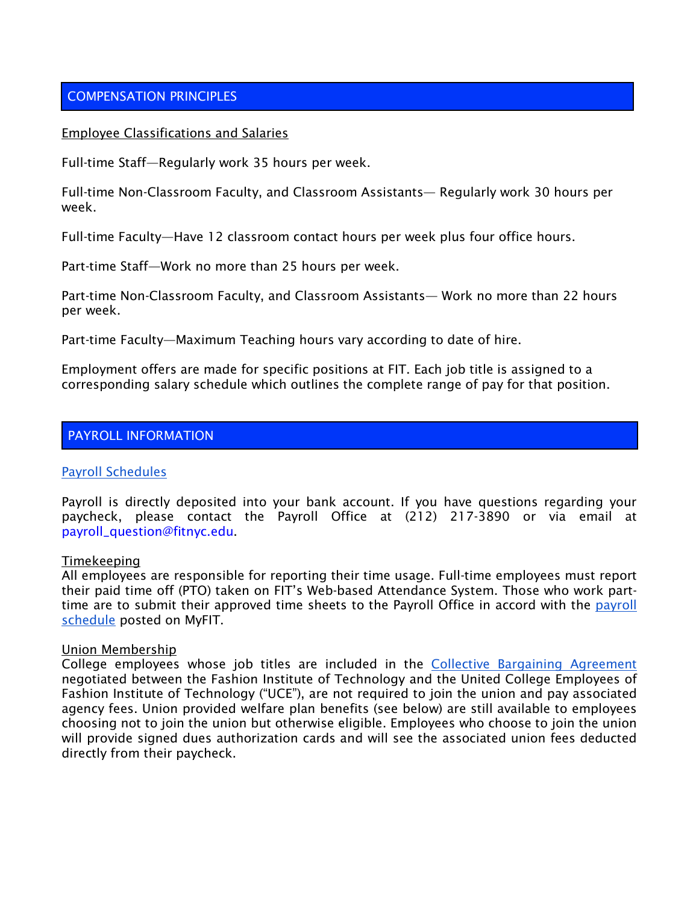## COMPENSATION PRINCIPLES

### Employee Classifications and Salaries

Full-time Staff—Regularly work 35 hours per week.

Full-time Non-Classroom Faculty, and Classroom Assistants— Regularly work 30 hours per week.

Full-time Faculty—Have 12 classroom contact hours per week plus four office hours.

Part-time Staff—Work no more than 25 hours per week.

Part-time Non-Classroom Faculty, and Classroom Assistants— Work no more than 22 hours per week.

Part-time Faculty—Maximum Teaching hours vary according to date of hire.

Employment offers are made for specific positions at FIT. Each job title is assigned to a corresponding salary schedule which outlines the complete range of pay for that position.

## PAYROLL INFORMATION

### Payroll Schedules

Payroll is directly deposited into your bank account. If you have questions regarding your paycheck, please contact the Payroll Office at (212) 217-3890 or via email at payroll_question@fitnyc.edu.

### Timekeeping

All employees are responsible for reporting their time usage. Full-time employees must report their paid time off (PTO) taken on FIT's Web-based Attendance System. Those who work part-time are to submit their approved time sheets to the Payroll Office in accord with the payroll schedule posted on MyFIT.

### Union Membership

College employees whose job titles are included in the Collective Bargaining Agreement negotiated between the Fashion Institute of Technology and the United College Employees of Fashion Institute of Technology ("UCE"), are not required to join the union and pay associated agency fees. Union provided welfare plan benefits (see below) are still available to employees choosing not to join the union but otherwise eligible. Employees who choose to join the union will provide signed dues authorization cards and will see the associated union fees deducted directly from their paycheck.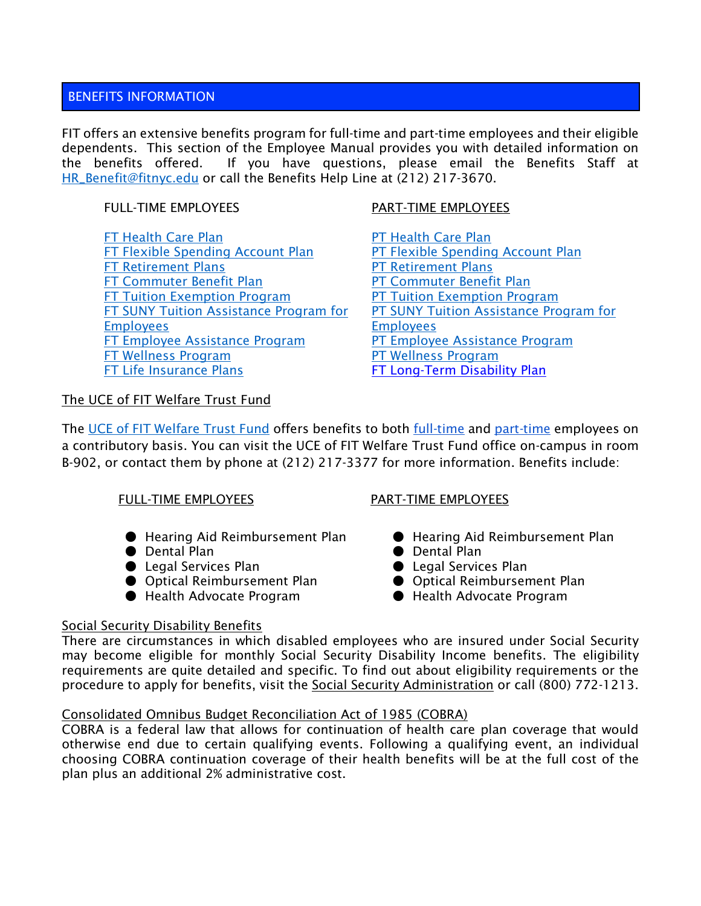## BENEFITS INFORMATION

FIT offers an extensive benefits program for full-time and part-time employees and their eligible dependents. This section of the Employee Manual provides you with detailed information on the benefits offered. If you have questions, please email the Benefits Staff at HR_Benefit@fitnyc.edu or call the Benefits Help Line at (212) 217-3670.

FULL-TIME EMPLOYEES

- FT Health Care Plan
- FT Flexible Spending Account Plan
- FT Retirement Plans
- FT Commuter Benefit Plan
- FT Tuition Exemption Program
- FT SUNY Tuition Assistance Program for Employees
- FT Employee Assistance Program
- FT Wellness Program
- FT Life Insurance Plans

PART-TIME EMPLOYEES

- PT Health Care Plan
- PT Flexible Spending Account Plan
- PT Retirement Plans
- PT Commuter Benefit Plan
- PT Tuition Exemption Program
- PT SUNY Tuition Assistance Program for Employees
- PT Employee Assistance Program
- PT Wellness Program
- FT Long-Term Disability Plan

### The UCE of FIT Welfare Trust Fund

The UCE of FIT Welfare Trust Fund offers benefits to both full-time and part-time employees on a contributory basis. You can visit the UCE of FIT Welfare Trust Fund office on-campus in room B-902, or contact them by phone at (212) 217-3377 for more information. Benefits include:

FULL-TIME EMPLOYEES

- Hearing Aid Reimbursement Plan
- Dental Plan
- Legal Services Plan
- Optical Reimbursement Plan
- Health Advocate Program

PART-TIME EMPLOYEES

- Hearing Aid Reimbursement Plan
- Dental Plan
- Legal Services Plan
- Optical Reimbursement Plan
- Health Advocate Program

### Social Security Disability Benefits

There are circumstances in which disabled employees who are insured under Social Security may become eligible for monthly Social Security Disability Income benefits. The eligibility requirements are quite detailed and specific. To find out about eligibility requirements or the procedure to apply for benefits, visit the Social Security Administration or call (800) 772-1213.

### Consolidated Omnibus Budget Reconciliation Act of 1985 (COBRA)

COBRA is a federal law that allows for continuation of health care plan coverage that would otherwise end due to certain qualifying events. Following a qualifying event, an individual choosing COBRA continuation coverage of their health benefits will be at the full cost of the plan plus an additional 2% administrative cost.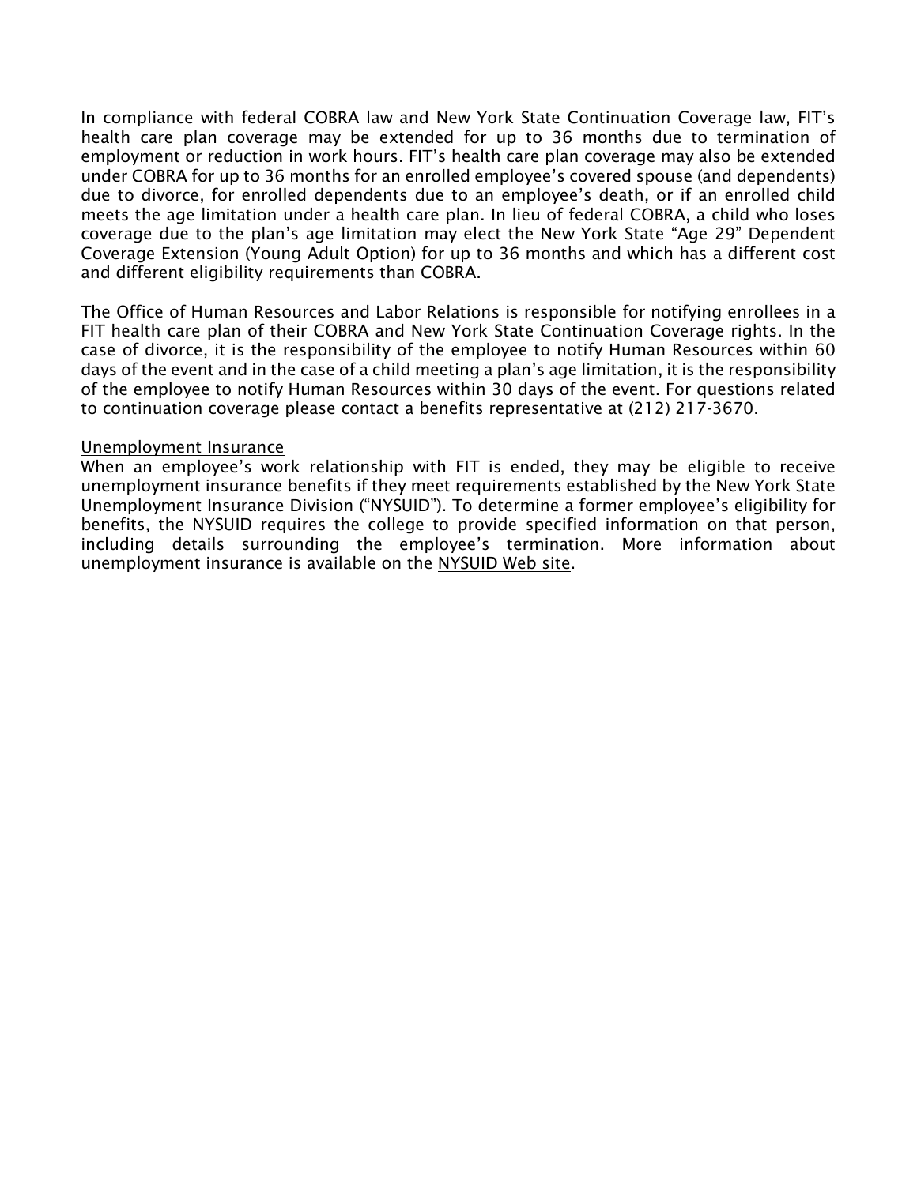In compliance with federal COBRA law and New York State Continuation Coverage law, FIT's health care plan coverage may be extended for up to 36 months due to termination of employment or reduction in work hours. FIT's health care plan coverage may also be extended under COBRA for up to 36 months for an enrolled employee's covered spouse (and dependents) due to divorce, for enrolled dependents due to an employee's death, or if an enrolled child meets the age limitation under a health care plan. In lieu of federal COBRA, a child who loses coverage due to the plan's age limitation may elect the New York State "Age 29" Dependent Coverage Extension (Young Adult Option) for up to 36 months and which has a different cost and different eligibility requirements than COBRA.

The Office of Human Resources and Labor Relations is responsible for notifying enrollees in a FIT health care plan of their COBRA and New York State Continuation Coverage rights. In the case of divorce, it is the responsibility of the employee to notify Human Resources within 60 days of the event and in the case of a child meeting a plan's age limitation, it is the responsibility of the employee to notify Human Resources within 30 days of the event. For questions related to continuation coverage please contact a benefits representative at (212) 217-3670.

Unemployment Insurance

When an employee's work relationship with FIT is ended, they may be eligible to receive unemployment insurance benefits if they meet requirements established by the New York State Unemployment Insurance Division ("NYSUID"). To determine a former employee's eligibility for benefits, the NYSUID requires the college to provide specified information on that person, including details surrounding the employee's termination. More information about unemployment insurance is available on the NYSUID Web site.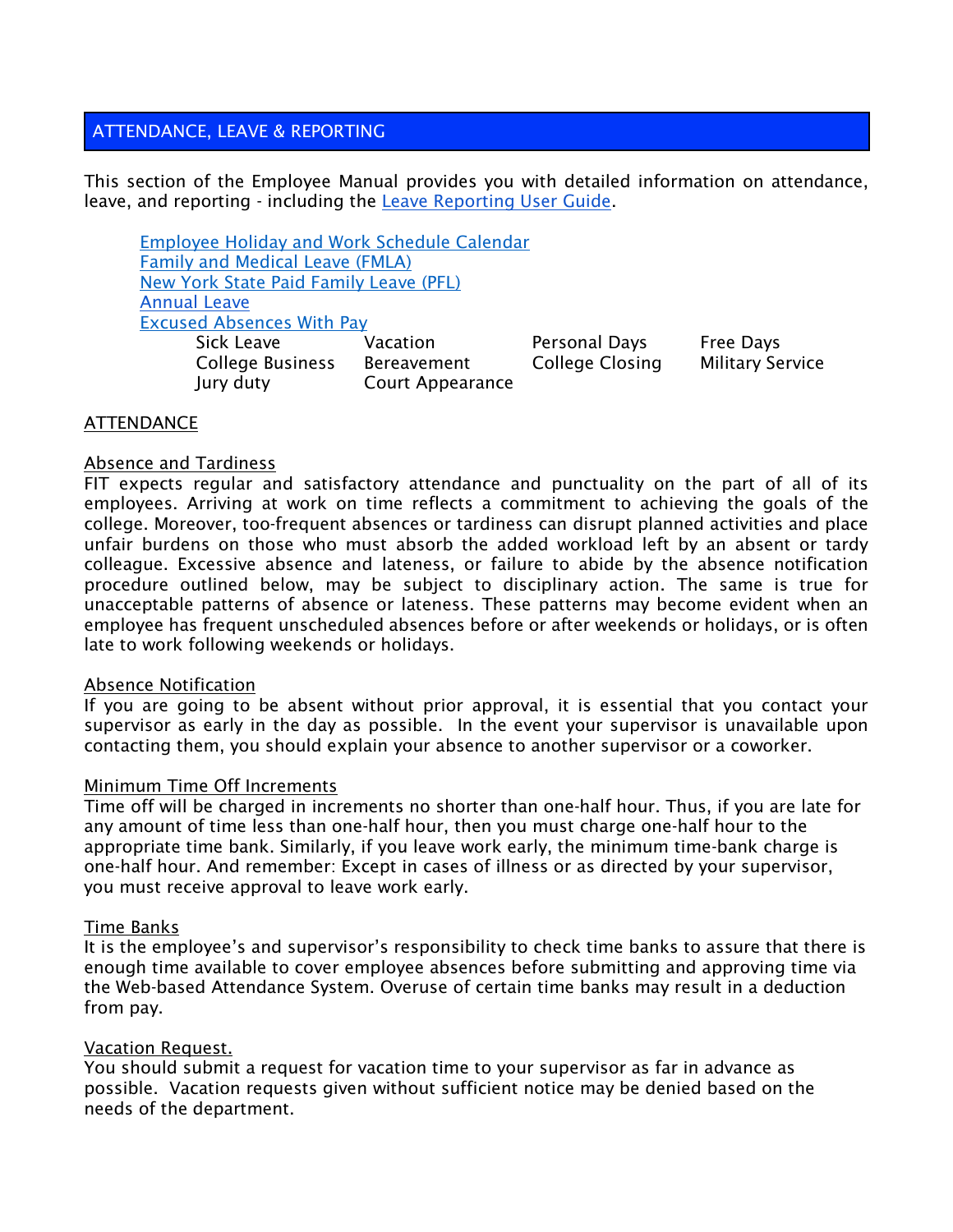## ATTENDANCE, LEAVE & REPORTING

This section of the Employee Manual provides you with detailed information on attendance, leave, and reporting - including the Leave Reporting User Guide.

- Employee Holiday and Work Schedule Calendar
- Family and Medical Leave (FMLA)
- New York State Paid Family Leave (PFL)
- Annual Leave
- Excused Absences With Pay
  - Sick Leave
  - Vacation
  - Personal Days
  - Free Days
  - College Business
  - Bereavement
  - College Closing
  - Military Service
  - Jury duty
  - Court Appearance

### ATTENDANCE

#### Absence and Tardiness

FIT expects regular and satisfactory attendance and punctuality on the part of all of its employees. Arriving at work on time reflects a commitment to achieving the goals of the college. Moreover, too-frequent absences or tardiness can disrupt planned activities and place unfair burdens on those who must absorb the added workload left by an absent or tardy colleague. Excessive absence and lateness, or failure to abide by the absence notification procedure outlined below, may be subject to disciplinary action. The same is true for unacceptable patterns of absence or lateness. These patterns may become evident when an employee has frequent unscheduled absences before or after weekends or holidays, or is often late to work following weekends or holidays.

#### Absence Notification

If you are going to be absent without prior approval, it is essential that you contact your supervisor as early in the day as possible. In the event your supervisor is unavailable upon contacting them, you should explain your absence to another supervisor or a coworker.

#### Minimum Time Off Increments

Time off will be charged in increments no shorter than one-half hour. Thus, if you are late for any amount of time less than one-half hour, then you must charge one-half hour to the appropriate time bank. Similarly, if you leave work early, the minimum time-bank charge is one-half hour. And remember: Except in cases of illness or as directed by your supervisor, you must receive approval to leave work early.

#### Time Banks

It is the employee's and supervisor's responsibility to check time banks to assure that there is enough time available to cover employee absences before submitting and approving time via the Web-based Attendance System. Overuse of certain time banks may result in a deduction from pay.

#### Vacation Request.

You should submit a request for vacation time to your supervisor as far in advance as possible. Vacation requests given without sufficient notice may be denied based on the needs of the department.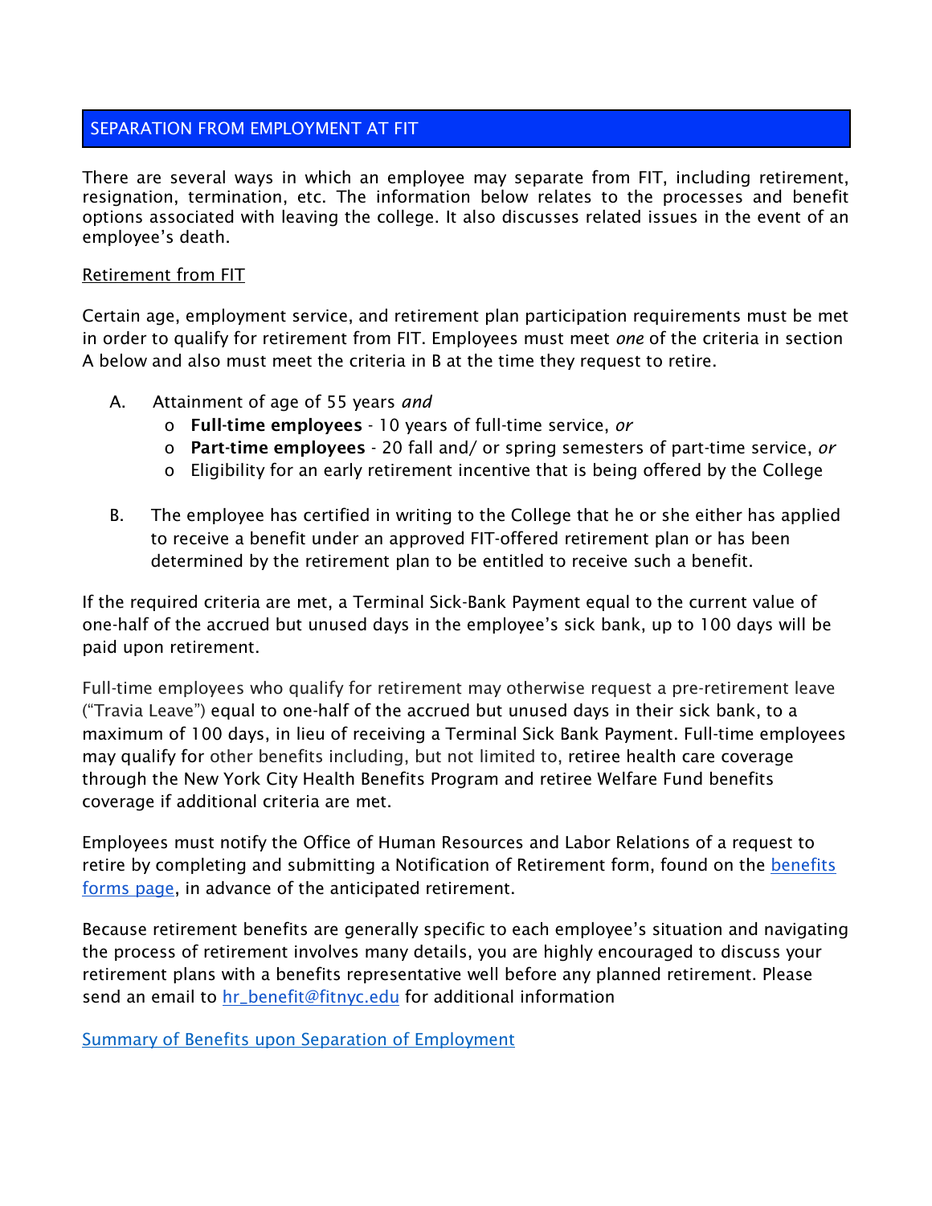## SEPARATION FROM EMPLOYMENT AT FIT

There are several ways in which an employee may separate from FIT, including retirement, resignation, termination, etc. The information below relates to the processes and benefit options associated with leaving the college. It also discusses related issues in the event of an employee's death.

### Retirement from FIT

Certain age, employment service, and retirement plan participation requirements must be met in order to qualify for retirement from FIT. Employees must meet *one* of the criteria in section A below and also must meet the criteria in B at the time they request to retire.

A. Attainment of age of 55 years *and*
   - **Full-time employees** - 10 years of full-time service, *or*
   - **Part-time employees** - 20 fall and/ or spring semesters of part-time service, *or*
   - Eligibility for an early retirement incentive that is being offered by the College

B. The employee has certified in writing to the College that he or she either has applied to receive a benefit under an approved FIT-offered retirement plan or has been determined by the retirement plan to be entitled to receive such a benefit.

If the required criteria are met, a Terminal Sick-Bank Payment equal to the current value of one-half of the accrued but unused days in the employee's sick bank, up to 100 days will be paid upon retirement.

Full-time employees who qualify for retirement may otherwise request a pre-retirement leave ("Travia Leave") equal to one-half of the accrued but unused days in their sick bank, to a maximum of 100 days, in lieu of receiving a Terminal Sick Bank Payment. Full-time employees may qualify for other benefits including, but not limited to, retiree health care coverage through the New York City Health Benefits Program and retiree Welfare Fund benefits coverage if additional criteria are met.

Employees must notify the Office of Human Resources and Labor Relations of a request to retire by completing and submitting a Notification of Retirement form, found on the benefits forms page, in advance of the anticipated retirement.

Because retirement benefits are generally specific to each employee's situation and navigating the process of retirement involves many details, you are highly encouraged to discuss your retirement plans with a benefits representative well before any planned retirement. Please send an email to hr_benefit@fitnyc.edu for additional information

Summary of Benefits upon Separation of Employment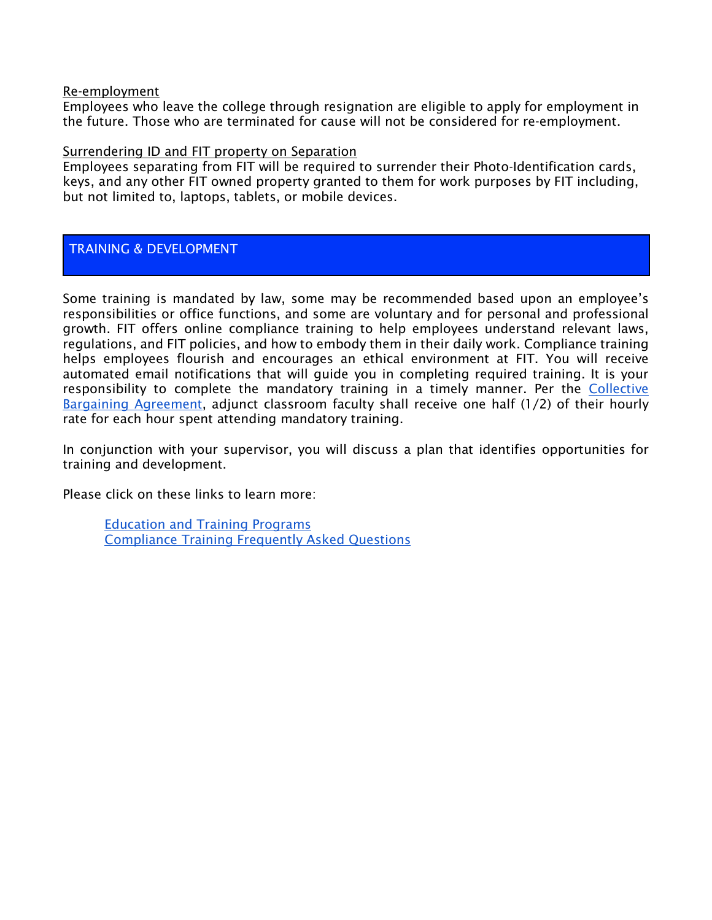### Re-employment

Employees who leave the college through resignation are eligible to apply for employment in the future. Those who are terminated for cause will not be considered for re-employment.

### Surrendering ID and FIT property on Separation

Employees separating from FIT will be required to surrender their Photo-Identification cards, keys, and any other FIT owned property granted to them for work purposes by FIT including, but not limited to, laptops, tablets, or mobile devices.

## TRAINING & DEVELOPMENT

Some training is mandated by law, some may be recommended based upon an employee's responsibilities or office functions, and some are voluntary and for personal and professional growth. FIT offers online compliance training to help employees understand relevant laws, regulations, and FIT policies, and how to embody them in their daily work. Compliance training helps employees flourish and encourages an ethical environment at FIT. You will receive automated email notifications that will guide you in completing required training. It is your responsibility to complete the mandatory training in a timely manner. Per the Collective Bargaining Agreement, adjunct classroom faculty shall receive one half (1/2) of their hourly rate for each hour spent attending mandatory training.

In conjunction with your supervisor, you will discuss a plan that identifies opportunities for training and development.

Please click on these links to learn more:

- Education and Training Programs
- Compliance Training Frequently Asked Questions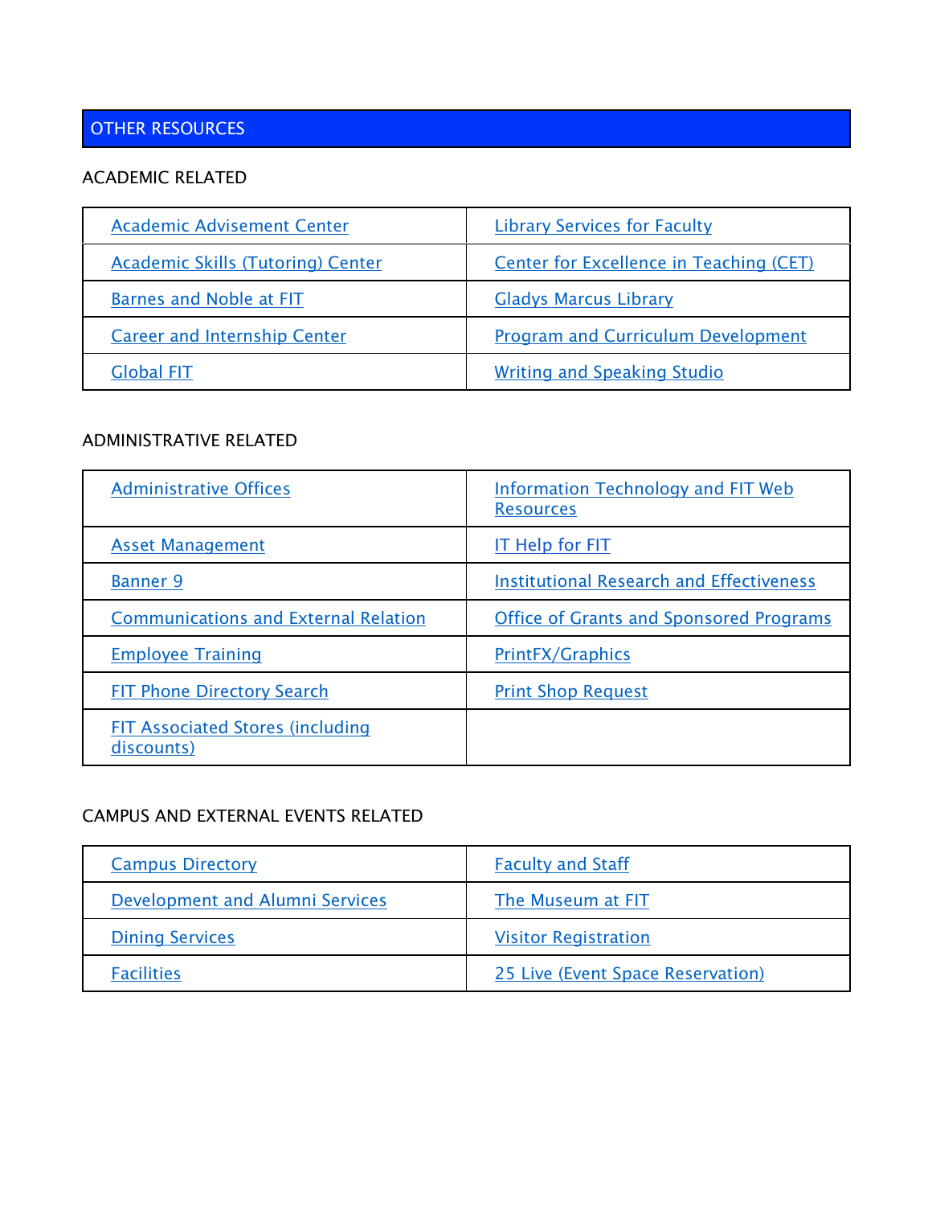## OTHER RESOURCES

### ACADEMIC RELATED

| | |
|---|---|
| Academic Advisement Center | Library Services for Faculty |
| Academic Skills (Tutoring) Center | Center for Excellence in Teaching (CET) |
| Barnes and Noble at FIT | Gladys Marcus Library |
| Career and Internship Center | Program and Curriculum Development |
| Global FIT | Writing and Speaking Studio |

### ADMINISTRATIVE RELATED

| | |
|---|---|
| Administrative Offices | Information Technology and FIT Web Resources |
| Asset Management | IT Help for FIT |
| Banner 9 | Institutional Research and Effectiveness |
| Communications and External Relation | Office of Grants and Sponsored Programs |
| Employee Training | PrintFX/Graphics |
| FIT Phone Directory Search | Print Shop Request |
| FIT Associated Stores (including discounts) | |

### CAMPUS AND EXTERNAL EVENTS RELATED

| | |
|---|---|
| Campus Directory | Faculty and Staff |
| Development and Alumni Services | The Museum at FIT |
| Dining Services | Visitor Registration |
| Facilities | 25 Live (Event Space Reservation) |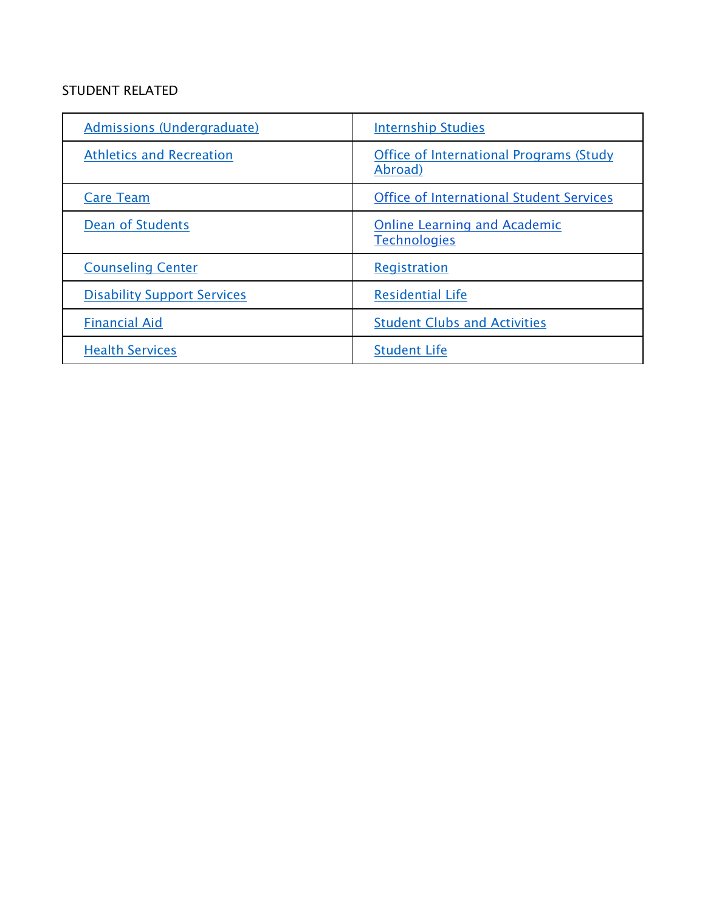STUDENT RELATED

| | |
|---|---|
| Admissions (Undergraduate) | Internship Studies |
| Athletics and Recreation | Office of International Programs (Study Abroad) |
| Care Team | Office of International Student Services |
| Dean of Students | Online Learning and Academic Technologies |
| Counseling Center | Registration |
| Disability Support Services | Residential Life |
| Financial Aid | Student Clubs and Activities |
| Health Services | Student Life |